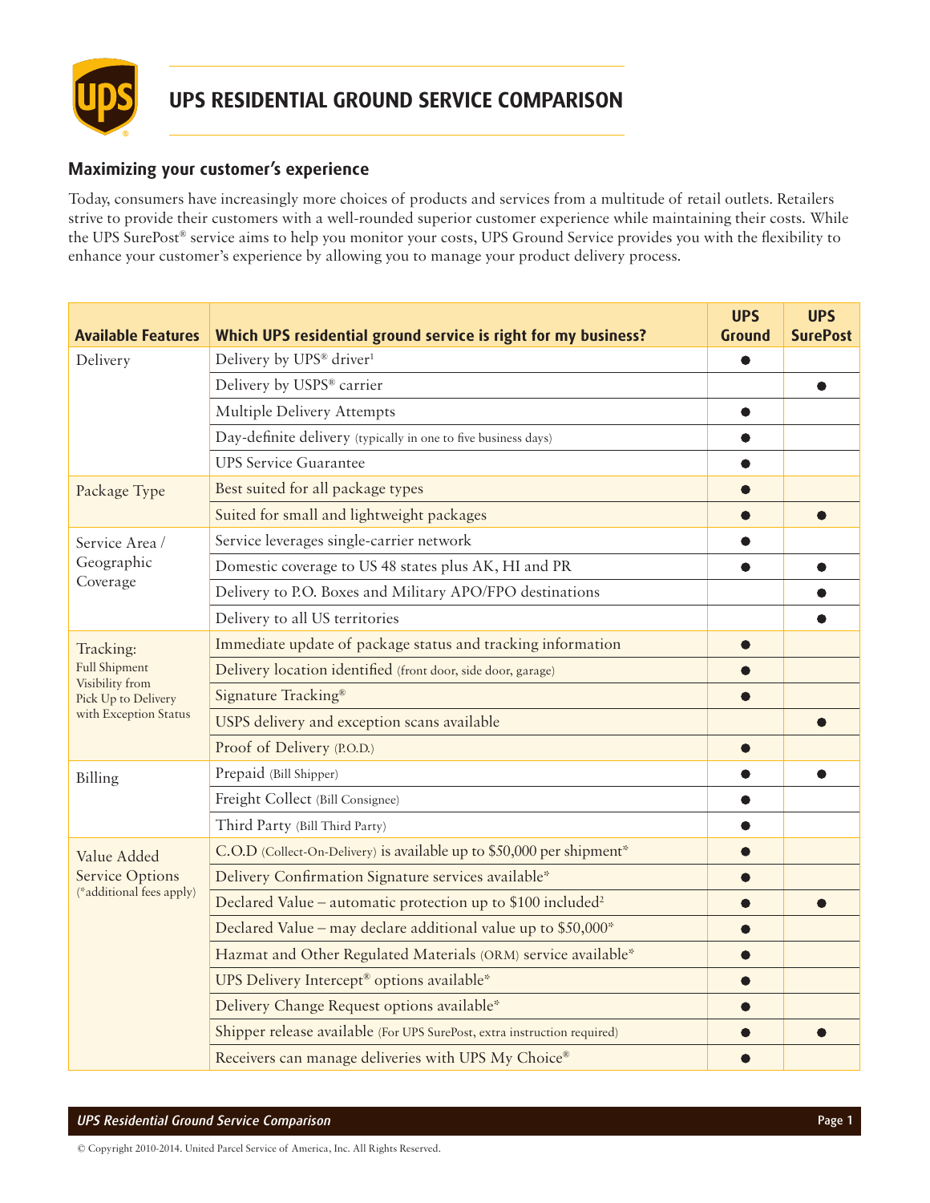# UPS RESIDENTIAL GROUND SERVICE COMPARISON

## Maximizing your customer's experience

Today, consumers have increasingly more choices of products and services from a multitude of retail outlets. Retailers strive to provide their customers with a well-rounded superior customer experience while maintaining their costs. While the UPS SurePost® service aims to help you monitor your costs, UPS Ground Service provides you with the flexibility to enhance your customer's experience by allowing you to manage your product delivery process.

| Available Features | Which UPS residential ground service is right for my business? | UPS Ground | UPS SurePost |
|---|---|---|---|
| Delivery | Delivery by UPS® driver[1] | ● | |
| | Delivery by USPS® carrier | | ● |
| | Multiple Delivery Attempts | ● | |
| | Day-definite delivery (typically in one to five business days) | ● | |
| | UPS Service Guarantee | ● | |
| Package Type | Best suited for all package types | ● | |
| | Suited for small and lightweight packages | ● | ● |
| Service Area / Geographic Coverage | Service leverages single-carrier network | ● | |
| | Domestic coverage to US 48 states plus AK, HI and PR | ● | ● |
| | Delivery to P.O. Boxes and Military APO/FPO destinations | | ● |
| | Delivery to all US territories | | ● |
| Tracking: Full Shipment Visibility from Pick Up to Delivery with Exception Status | Immediate update of package status and tracking information | ● | |
| | Delivery location identified (front door, side door, garage) | ● | |
| | Signature Tracking® | ● | |
| | USPS delivery and exception scans available | | ● |
| | Proof of Delivery (P.O.D.) | ● | |
| Billing | Prepaid (Bill Shipper) | ● | ● |
| | Freight Collect (Bill Consignee) | ● | |
| | Third Party (Bill Third Party) | ● | |
| Value Added Service Options (*additional fees apply) | C.O.D (Collect-On-Delivery) is available up to $50,000 per shipment* | ● | |
| | Delivery Confirmation Signature services available* | ● | |
| | Declared Value – automatic protection up to $100 included[2] | ● | ● |
| | Declared Value – may declare additional value up to $50,000* | ● | |
| | Hazmat and Other Regulated Materials (ORM) service available* | ● | |
| | UPS Delivery Intercept® options available* | ● | |
| | Delivery Change Request options available* | ● | |
| | Shipper release available (For UPS SurePost, extra instruction required) | ● | ● |
| | Receivers can manage deliveries with UPS My Choice® | ● | |

© Copyright 2010-2014. United Parcel Service of America, Inc. All Rights Reserved.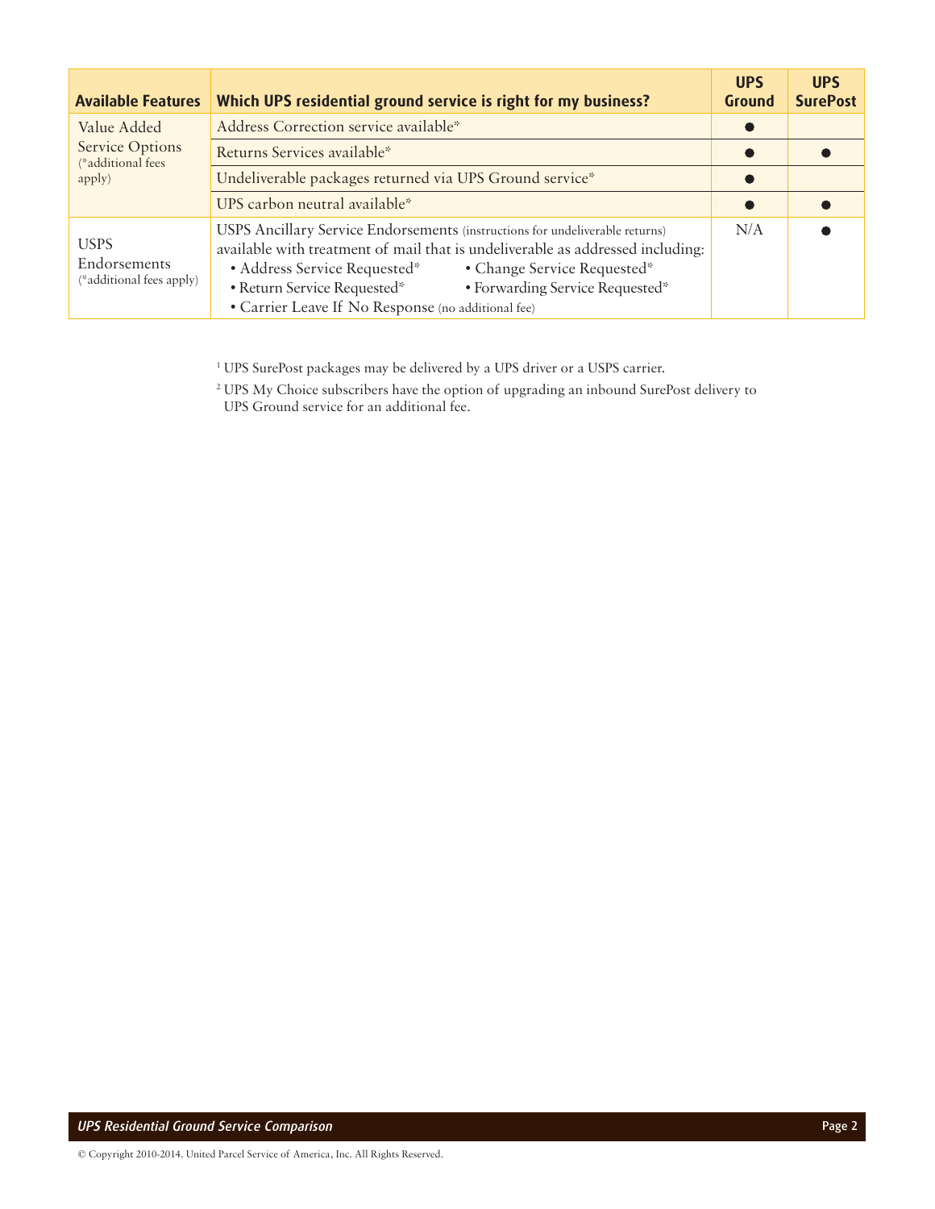| Available Features | Which UPS residential ground service is right for my business? | UPS Ground | UPS SurePost |
|---|---|---|---|
| Value Added Service Options (*additional fees apply) | Address Correction service available* | ● | |
| | Returns Services available* | ● | ● |
| | Undeliverable packages returned via UPS Ground service* | ● | |
| | UPS carbon neutral available* | ● | ● |
| USPS Endorsements (*additional fees apply) | USPS Ancillary Service Endorsements (instructions for undeliverable returns) available with treatment of mail that is undeliverable as addressed including: • Address Service Requested* • Change Service Requested* • Return Service Requested* • Forwarding Service Requested* • Carrier Leave If No Response (no additional fee) | N/A | ● |

[1] UPS SurePost packages may be delivered by a UPS driver or a USPS carrier.

[2] UPS My Choice subscribers have the option of upgrading an inbound SurePost delivery to UPS Ground service for an additional fee.

© Copyright 2010-2014. United Parcel Service of America, Inc. All Rights Reserved.